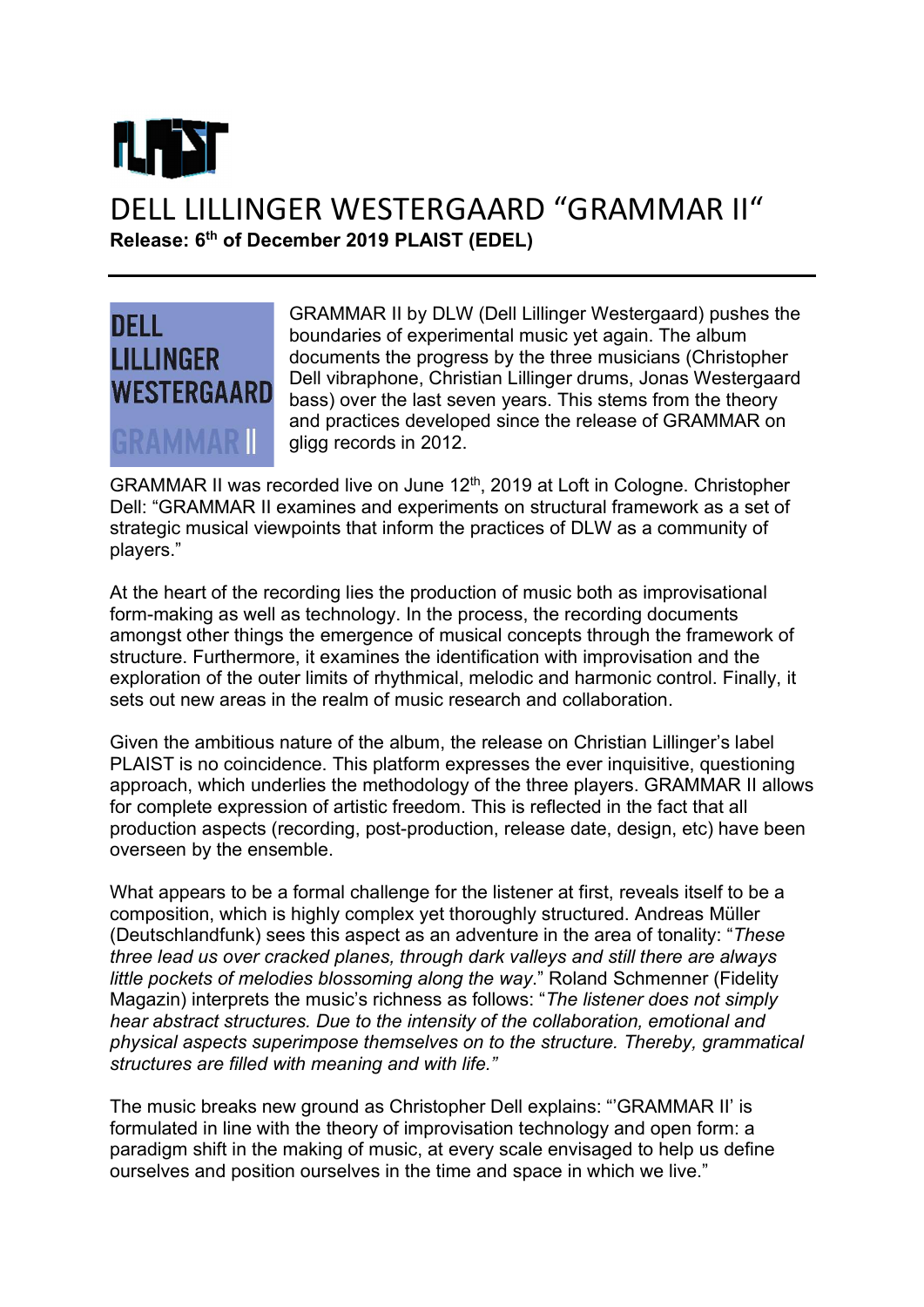# DELL LILLINGER WESTERGAARD "GRAMMAR II"

**Release: 6th of December 2019 PLAIST (EDEL)**

---

GRAMMAR II by DLW (Dell Lillinger Westergaard) pushes the boundaries of experimental music yet again. The album documents the progress by the three musicians (Christopher Dell vibraphone, Christian Lillinger drums, Jonas Westergaard bass) over the last seven years. This stems from the theory and practices developed since the release of GRAMMAR on gligg records in 2012.

GRAMMAR II was recorded live on June 12th, 2019 at Loft in Cologne. Christopher Dell: "GRAMMAR II examines and experiments on structural framework as a set of strategic musical viewpoints that inform the practices of DLW as a community of players."

At the heart of the recording lies the production of music both as improvisational form-making as well as technology. In the process, the recording documents amongst other things the emergence of musical concepts through the framework of structure. Furthermore, it examines the identification with improvisation and the exploration of the outer limits of rhythmical, melodic and harmonic control. Finally, it sets out new areas in the realm of music research and collaboration.

Given the ambitious nature of the album, the release on Christian Lillinger's label PLAIST is no coincidence. This platform expresses the ever inquisitive, questioning approach, which underlies the methodology of the three players. GRAMMAR II allows for complete expression of artistic freedom. This is reflected in the fact that all production aspects (recording, post-production, release date, design, etc) have been overseen by the ensemble.

What appears to be a formal challenge for the listener at first, reveals itself to be a composition, which is highly complex yet thoroughly structured. Andreas Müller (Deutschlandfunk) sees this aspect as an adventure in the area of tonality: "*These three lead us over cracked planes, through dark valleys and still there are always little pockets of melodies blossoming along the way*." Roland Schmenner (Fidelity Magazin) interprets the music's richness as follows: "*The listener does not simply hear abstract structures. Due to the intensity of the collaboration, emotional and physical aspects superimpose themselves on to the structure. Thereby, grammatical structures are filled with meaning and with life."*

The music breaks new ground as Christopher Dell explains: "'GRAMMAR II' is formulated in line with the theory of improvisation technology and open form: a paradigm shift in the making of music, at every scale envisaged to help us define ourselves and position ourselves in the time and space in which we live."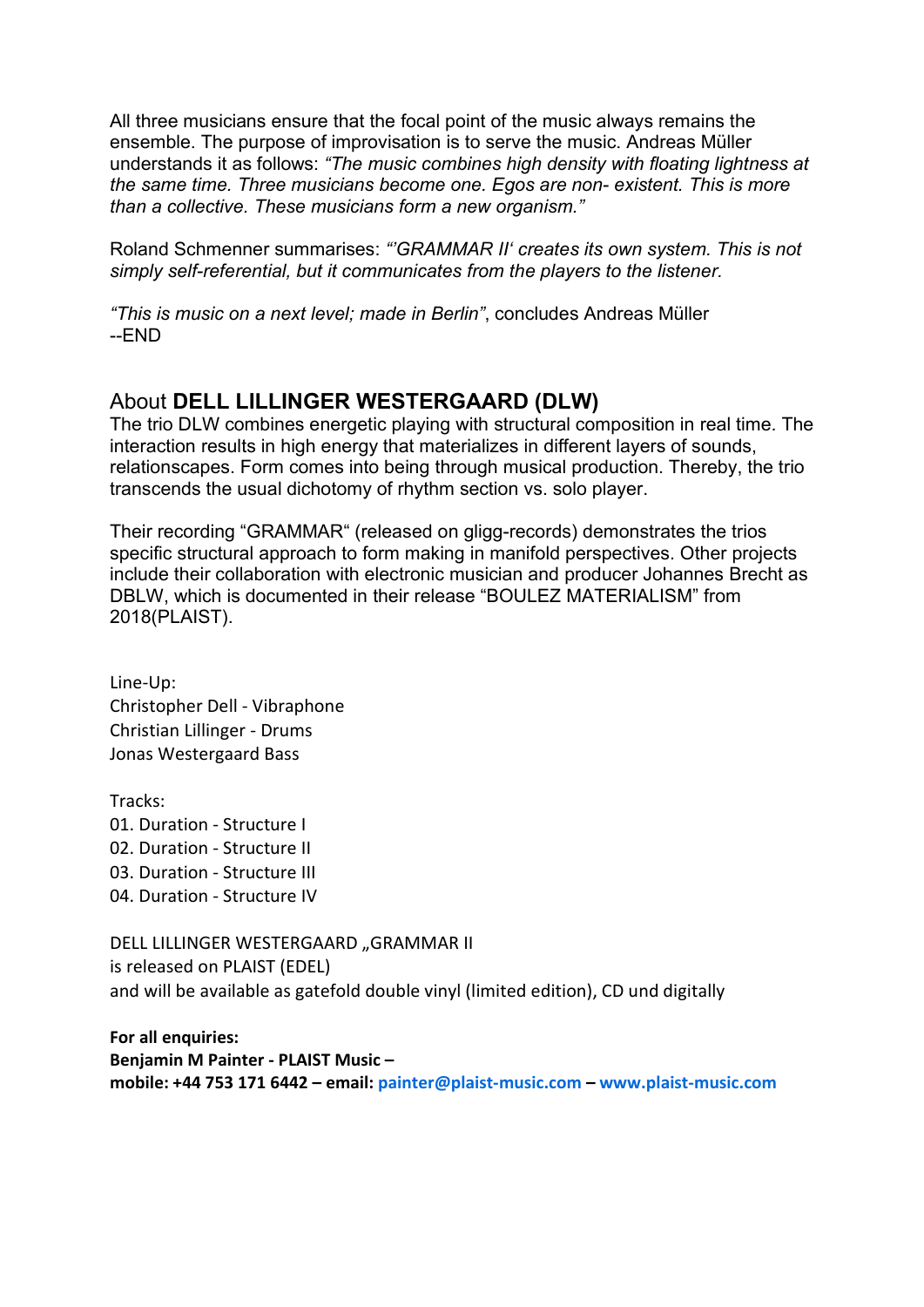All three musicians ensure that the focal point of the music always remains the ensemble. The purpose of improvisation is to serve the music. Andreas Müller understands it as follows: *"The music combines high density with floating lightness at the same time. Three musicians become one. Egos are non- existent. This is more than a collective. These musicians form a new organism."*

Roland Schmenner summarises: *"'GRAMMAR II' creates its own system. This is not simply self-referential, but it communicates from the players to the listener.*

*"This is music on a next level; made in Berlin"*, concludes Andreas Müller
--END

## About **DELL LILLINGER WESTERGAARD (DLW)**

The trio DLW combines energetic playing with structural composition in real time. The interaction results in high energy that materializes in different layers of sounds, relationscapes. Form comes into being through musical production. Thereby, the trio transcends the usual dichotomy of rhythm section vs. solo player.

Their recording "GRAMMAR" (released on gligg-records) demonstrates the trios specific structural approach to form making in manifold perspectives. Other projects include their collaboration with electronic musician and producer Johannes Brecht as DBLW, which is documented in their release "BOULEZ MATERIALISM" from 2018(PLAIST).

Line-Up:
Christopher Dell - Vibraphone
Christian Lillinger - Drums
Jonas Westergaard Bass

Tracks:
01. Duration - Structure I
02. Duration - Structure II
03. Duration - Structure III
04. Duration - Structure IV

DELL LILLINGER WESTERGAARD „GRAMMAR II
is released on PLAIST (EDEL)
and will be available as gatefold double vinyl (limited edition), CD und digitally

**For all enquiries:**
**Benjamin M Painter - PLAIST Music –**
**mobile: +44 753 171 6442 – email: painter@plaist-music.com – www.plaist-music.com**